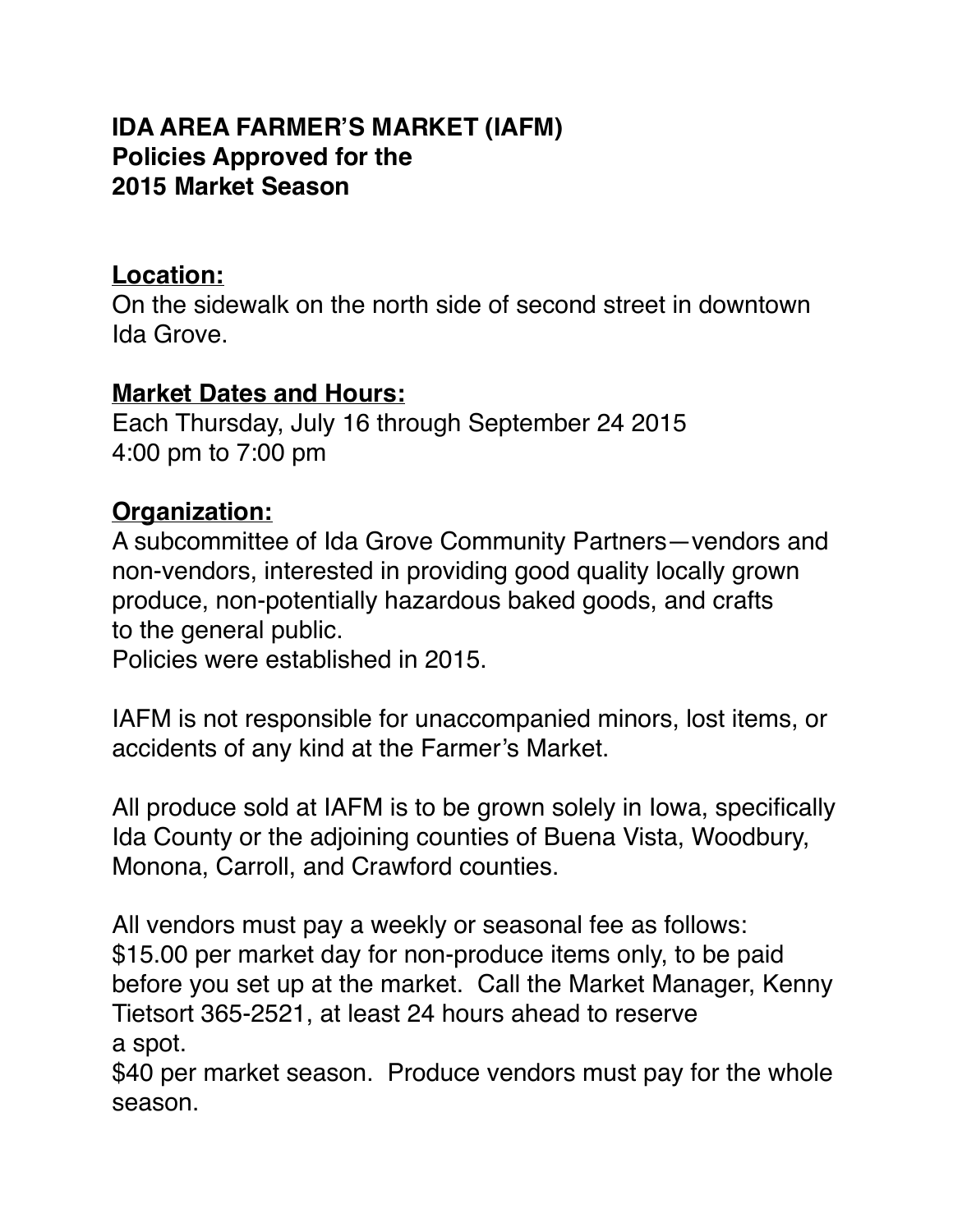**IDA AREA FARMER'S MARKET (IAFM)**
**Policies Approved for the**
**2015 Market Season**

**<u>Location:</u>**
On the sidewalk on the north side of second street in downtown Ida Grove.

**<u>Market Dates and Hours:</u>**
Each Thursday, July 16 through September 24 2015
4:00 pm to 7:00 pm

**<u>Organization:</u>**
A subcommittee of Ida Grove Community Partners—vendors and non-vendors, interested in providing good quality locally grown produce, non-potentially hazardous baked goods, and crafts to the general public.
Policies were established in 2015.

IAFM is not responsible for unaccompanied minors, lost items, or accidents of any kind at the Farmer's Market.

All produce sold at IAFM is to be grown solely in Iowa, specifically Ida County or the adjoining counties of Buena Vista, Woodbury, Monona, Carroll, and Crawford counties.

All vendors must pay a weekly or seasonal fee as follows:
$15.00 per market day for non-produce items only, to be paid before you set up at the market. Call the Market Manager, Kenny Tietsort 365-2521, at least 24 hours ahead to reserve a spot.
$40 per market season. Produce vendors must pay for the whole season.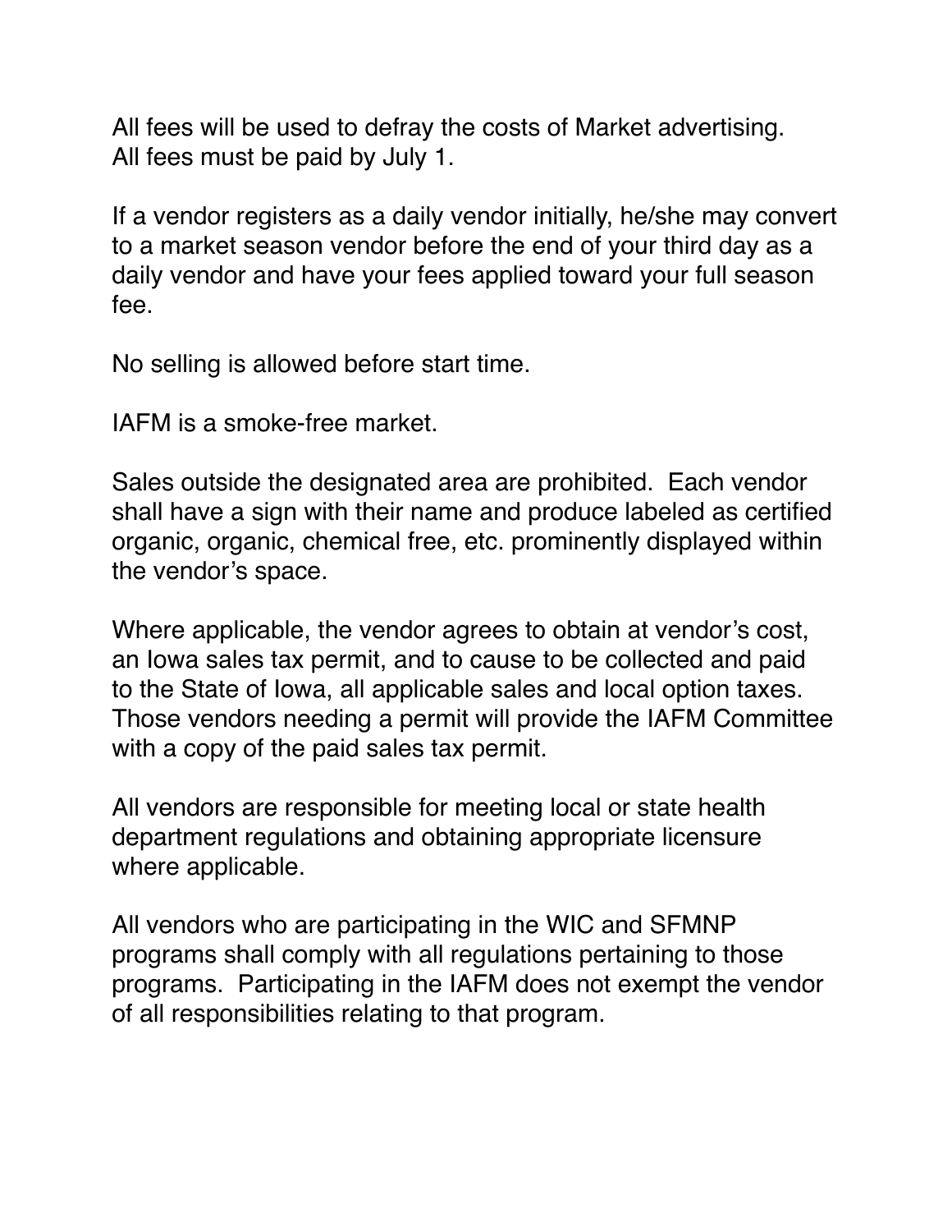All fees will be used to defray the costs of Market advertising.
All fees must be paid by July 1.

If a vendor registers as a daily vendor initially, he/she may convert to a market season vendor before the end of your third day as a daily vendor and have your fees applied toward your full season fee.

No selling is allowed before start time.

IAFM is a smoke-free market.

Sales outside the designated area are prohibited. Each vendor shall have a sign with their name and produce labeled as certified organic, organic, chemical free, etc. prominently displayed within the vendor's space.

Where applicable, the vendor agrees to obtain at vendor's cost, an Iowa sales tax permit, and to cause to be collected and paid to the State of Iowa, all applicable sales and local option taxes. Those vendors needing a permit will provide the IAFM Committee with a copy of the paid sales tax permit.

All vendors are responsible for meeting local or state health department regulations and obtaining appropriate licensure where applicable.

All vendors who are participating in the WIC and SFMNP programs shall comply with all regulations pertaining to those programs. Participating in the IAFM does not exempt the vendor of all responsibilities relating to that program.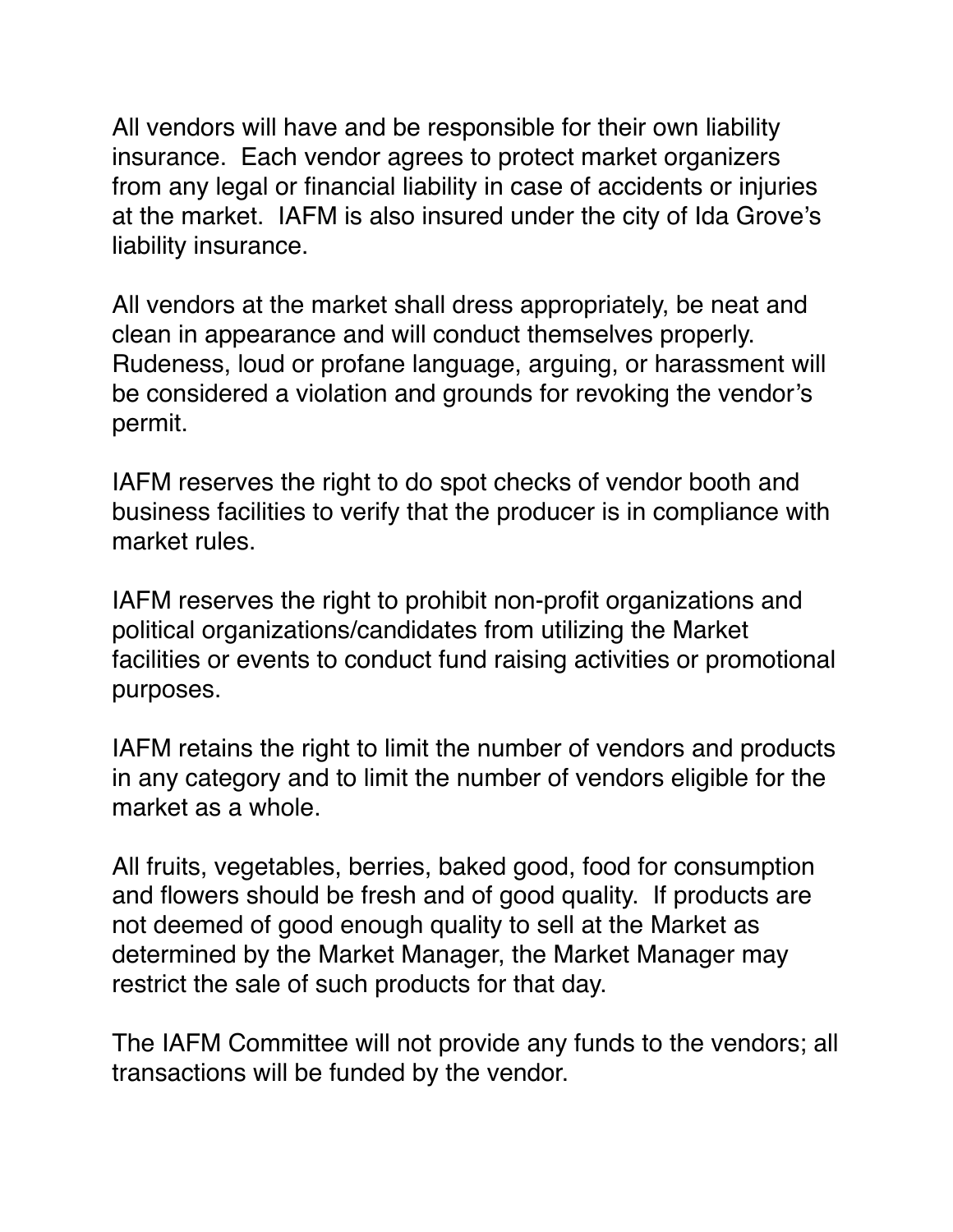All vendors will have and be responsible for their own liability insurance.  Each vendor agrees to protect market organizers from any legal or financial liability in case of accidents or injuries at the market.  IAFM is also insured under the city of Ida Grove's liability insurance.

All vendors at the market shall dress appropriately, be neat and clean in appearance and will conduct themselves properly. Rudeness, loud or profane language, arguing, or harassment will be considered a violation and grounds for revoking the vendor's permit.

IAFM reserves the right to do spot checks of vendor booth and business facilities to verify that the producer is in compliance with market rules.

IAFM reserves the right to prohibit non-profit organizations and political organizations/candidates from utilizing the Market facilities or events to conduct fund raising activities or promotional purposes.

IAFM retains the right to limit the number of vendors and products in any category and to limit the number of vendors eligible for the market as a whole.

All fruits, vegetables, berries, baked good, food for consumption and flowers should be fresh and of good quality.  If products are not deemed of good enough quality to sell at the Market as determined by the Market Manager, the Market Manager may restrict the sale of such products for that day.

The IAFM Committee will not provide any funds to the vendors; all transactions will be funded by the vendor.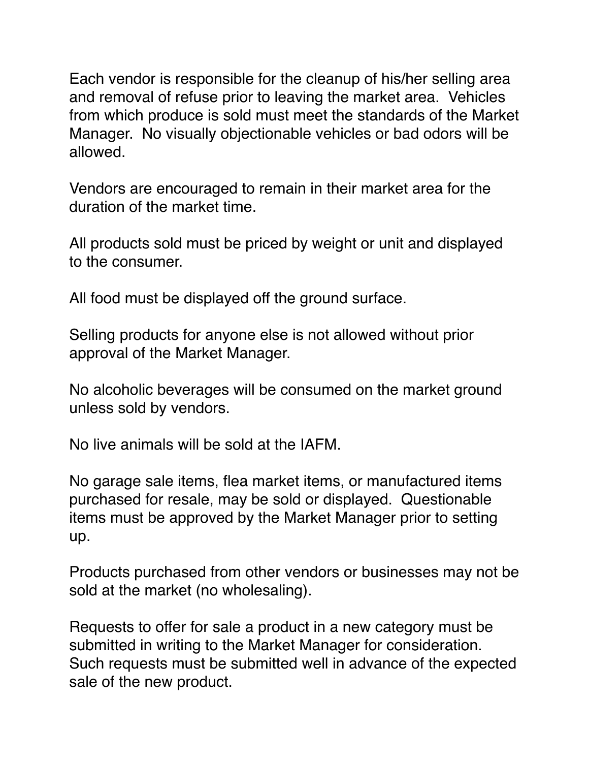Each vendor is responsible for the cleanup of his/her selling area and removal of refuse prior to leaving the market area. Vehicles from which produce is sold must meet the standards of the Market Manager. No visually objectionable vehicles or bad odors will be allowed.

Vendors are encouraged to remain in their market area for the duration of the market time.

All products sold must be priced by weight or unit and displayed to the consumer.

All food must be displayed off the ground surface.

Selling products for anyone else is not allowed without prior approval of the Market Manager.

No alcoholic beverages will be consumed on the market ground unless sold by vendors.

No live animals will be sold at the IAFM.

No garage sale items, flea market items, or manufactured items purchased for resale, may be sold or displayed. Questionable items must be approved by the Market Manager prior to setting up.

Products purchased from other vendors or businesses may not be sold at the market (no wholesaling).

Requests to offer for sale a product in a new category must be submitted in writing to the Market Manager for consideration. Such requests must be submitted well in advance of the expected sale of the new product.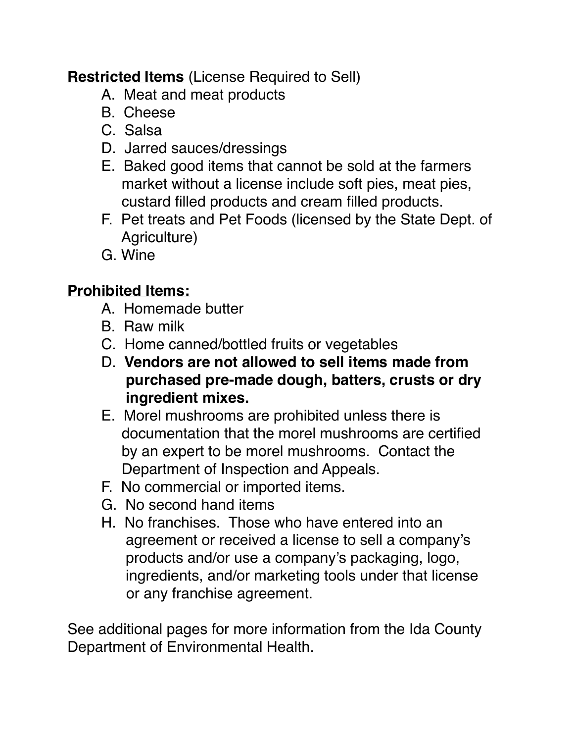**Restricted Items** (License Required to Sell)

A. Meat and meat products
B. Cheese
C. Salsa
D. Jarred sauces/dressings
E. Baked good items that cannot be sold at the farmers market without a license include soft pies, meat pies, custard filled products and cream filled products.
F. Pet treats and Pet Foods (licensed by the State Dept. of Agriculture)
G. Wine

**Prohibited Items:**

A. Homemade butter
B. Raw milk
C. Home canned/bottled fruits or vegetables
D. **Vendors are not allowed to sell items made from purchased pre-made dough, batters, crusts or dry ingredient mixes.**
E. Morel mushrooms are prohibited unless there is documentation that the morel mushrooms are certified by an expert to be morel mushrooms. Contact the Department of Inspection and Appeals.
F. No commercial or imported items.
G. No second hand items
H. No franchises. Those who have entered into an agreement or received a license to sell a company's products and/or use a company's packaging, logo, ingredients, and/or marketing tools under that license or any franchise agreement.

See additional pages for more information from the Ida County Department of Environmental Health.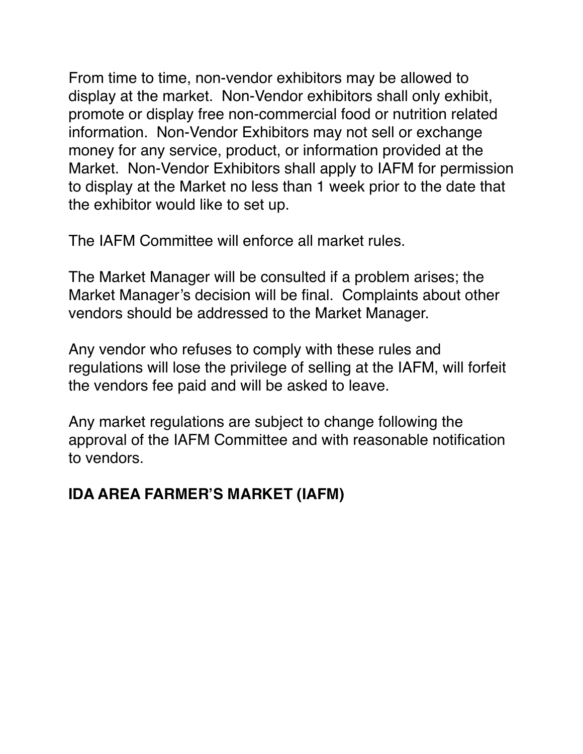From time to time, non-vendor exhibitors may be allowed to display at the market. Non-Vendor exhibitors shall only exhibit, promote or display free non-commercial food or nutrition related information. Non-Vendor Exhibitors may not sell or exchange money for any service, product, or information provided at the Market. Non-Vendor Exhibitors shall apply to IAFM for permission to display at the Market no less than 1 week prior to the date that the exhibitor would like to set up.

The IAFM Committee will enforce all market rules.

The Market Manager will be consulted if a problem arises; the Market Manager's decision will be final. Complaints about other vendors should be addressed to the Market Manager.

Any vendor who refuses to comply with these rules and regulations will lose the privilege of selling at the IAFM, will forfeit the vendors fee paid and will be asked to leave.

Any market regulations are subject to change following the approval of the IAFM Committee and with reasonable notification to vendors.

**IDA AREA FARMER'S MARKET (IAFM)**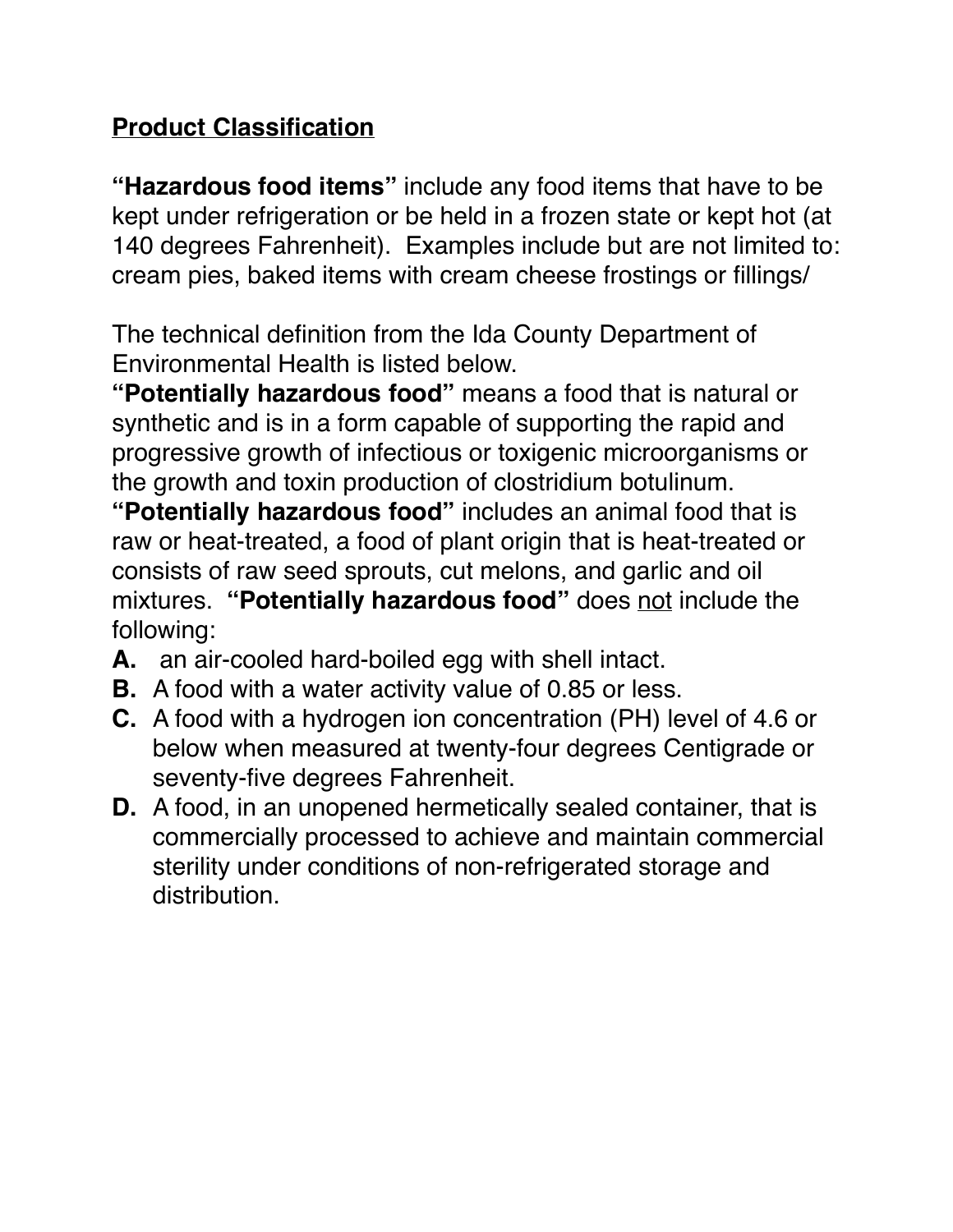**<u>Product Classification</u>**

**"Hazardous food items"** include any food items that have to be kept under refrigeration or be held in a frozen state or kept hot (at 140 degrees Fahrenheit). Examples include but are not limited to: cream pies, baked items with cream cheese frostings or fillings/

The technical definition from the Ida County Department of Environmental Health is listed below.

**"Potentially hazardous food"** means a food that is natural or synthetic and is in a form capable of supporting the rapid and progressive growth of infectious or toxigenic microorganisms or the growth and toxin production of clostridium botulinum.

**"Potentially hazardous food"** includes an animal food that is raw or heat-treated, a food of plant origin that is heat-treated or consists of raw seed sprouts, cut melons, and garlic and oil mixtures. **"Potentially hazardous food"** does <u>not</u> include the following:

**A.** an air-cooled hard-boiled egg with shell intact.

**B.** A food with a water activity value of 0.85 or less.

**C.** A food with a hydrogen ion concentration (PH) level of 4.6 or below when measured at twenty-four degrees Centigrade or seventy-five degrees Fahrenheit.

**D.** A food, in an unopened hermetically sealed container, that is commercially processed to achieve and maintain commercial sterility under conditions of non-refrigerated storage and distribution.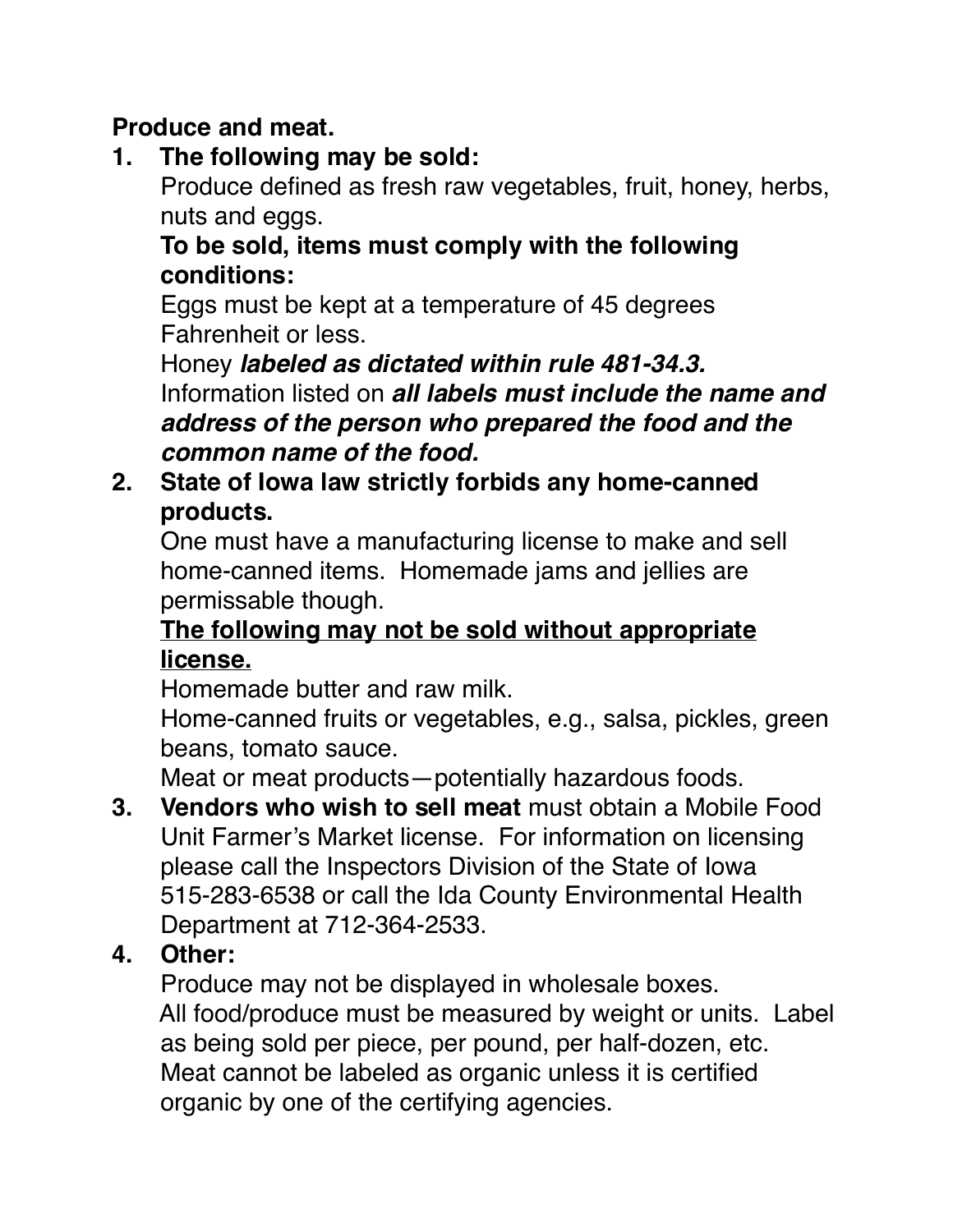**Produce and meat.**

1. **The following may be sold:**

   Produce defined as fresh raw vegetables, fruit, honey, herbs, nuts and eggs.

   **To be sold, items must comply with the following conditions:**

   Eggs must be kept at a temperature of 45 degrees Fahrenheit or less.

   Honey ***labeled as dictated within rule 481-34.3.***

   Information listed on ***all labels must include the name and address of the person who prepared the food and the common name of the food.***

2. **State of Iowa law strictly forbids any home-canned products.**

   One must have a manufacturing license to make and sell home-canned items. Homemade jams and jellies are permissable though.

   **<u>The following may not be sold without appropriate license.</u>**

   Homemade butter and raw milk.

   Home-canned fruits or vegetables, e.g., salsa, pickles, green beans, tomato sauce.

   Meat or meat products—potentially hazardous foods.

3. **Vendors who wish to sell meat** must obtain a Mobile Food Unit Farmer's Market license. For information on licensing please call the Inspectors Division of the State of Iowa 515-283-6538 or call the Ida County Environmental Health Department at 712-364-2533.

4. **Other:**

   Produce may not be displayed in wholesale boxes.

   All food/produce must be measured by weight or units. Label as being sold per piece, per pound, per half-dozen, etc.

   Meat cannot be labeled as organic unless it is certified organic by one of the certifying agencies.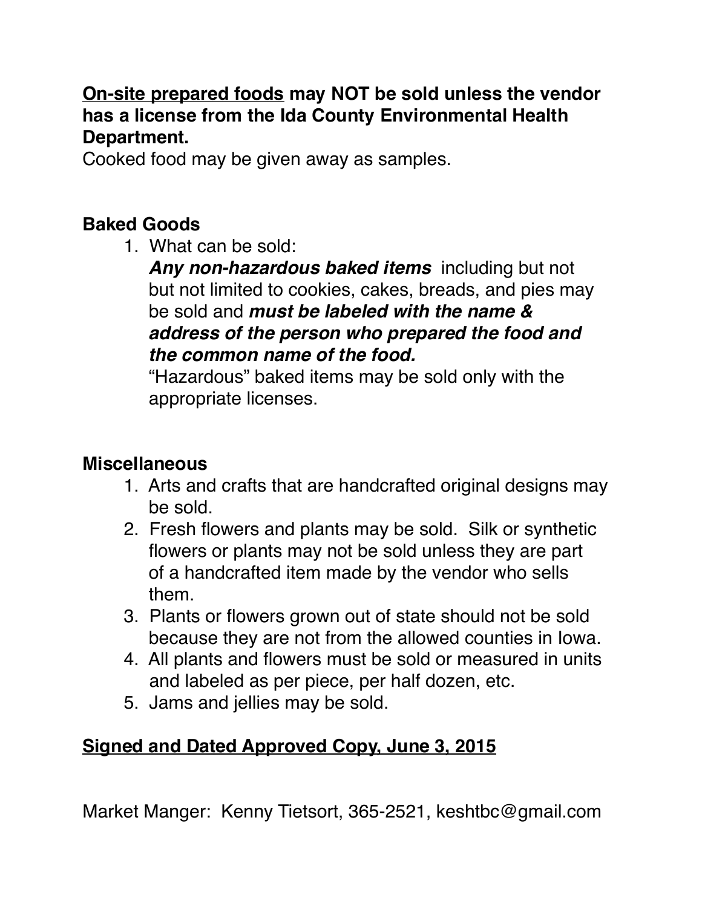**<u>On-site prepared foods</u> may NOT be sold unless the vendor has a license from the Ida County Environmental Health Department.**

Cooked food may be given away as samples.

**Baked Goods**

1. What can be sold:
   ***Any non-hazardous baked items*** including but not but not limited to cookies, cakes, breads, and pies may be sold and ***must be labeled with the name & address of the person who prepared the food and the common name of the food.***
   "Hazardous" baked items may be sold only with the appropriate licenses.

**Miscellaneous**

1. Arts and crafts that are handcrafted original designs may be sold.
2. Fresh flowers and plants may be sold. Silk or synthetic flowers or plants may not be sold unless they are part of a handcrafted item made by the vendor who sells them.
3. Plants or flowers grown out of state should not be sold because they are not from the allowed counties in Iowa.
4. All plants and flowers must be sold or measured in units and labeled as per piece, per half dozen, etc.
5. Jams and jellies may be sold.

**<u>Signed and Dated Approved Copy, June 3, 2015</u>**

Market Manger: Kenny Tietsort, 365-2521, keshtbc@gmail.com